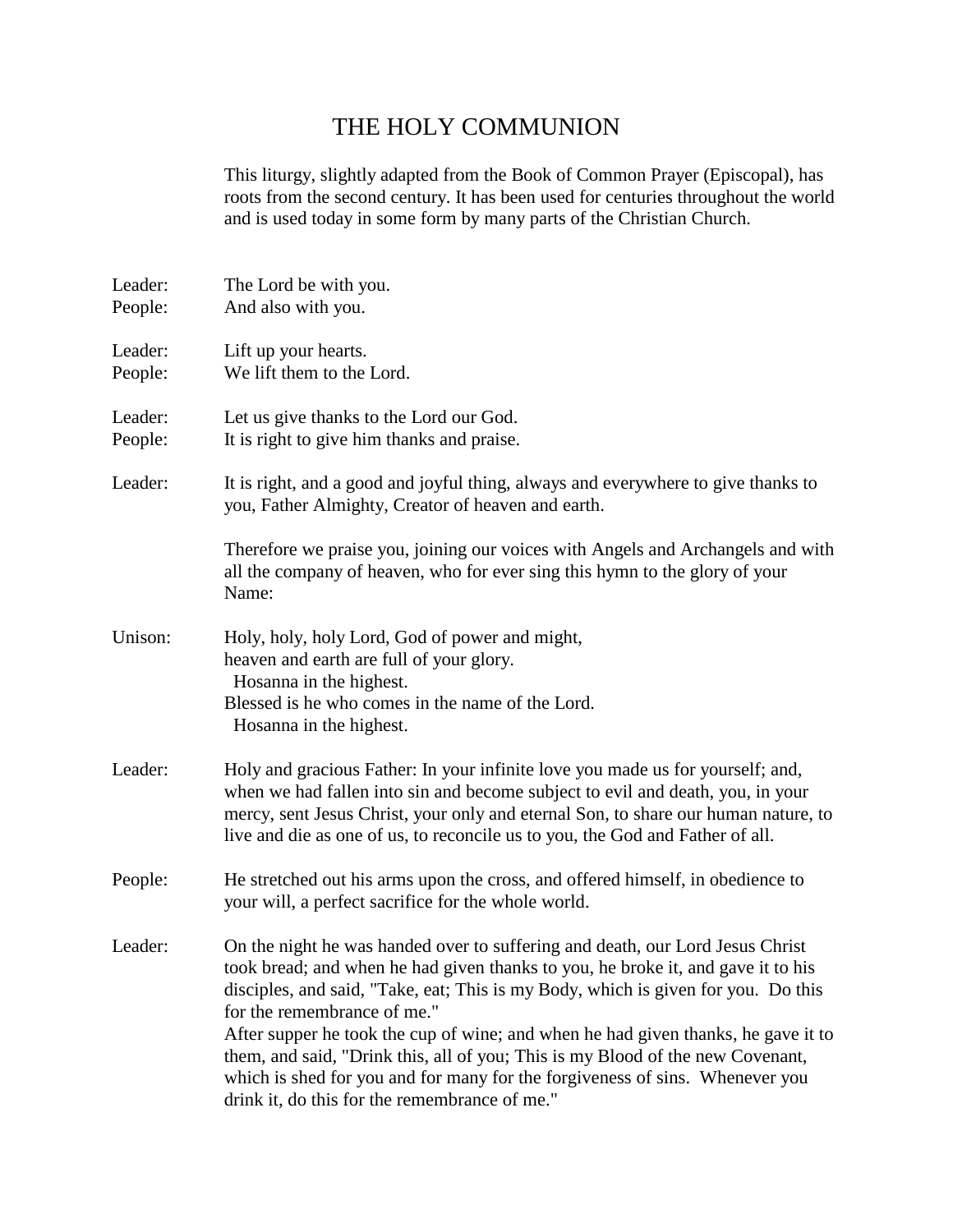# THE HOLY COMMUNION

This liturgy, slightly adapted from the Book of Common Prayer (Episcopal), has roots from the second century. It has been used for centuries throughout the world and is used today in some form by many parts of the Christian Church.

**Leader:** The Lord be with you.
**People:** And also with you.

**Leader:** Lift up your hearts.
**People:** We lift them to the Lord.

**Leader:** Let us give thanks to the Lord our God.
**People:** It is right to give him thanks and praise.

**Leader:** It is right, and a good and joyful thing, always and everywhere to give thanks to you, Father Almighty, Creator of heaven and earth.

Therefore we praise you, joining our voices with Angels and Archangels and with all the company of heaven, who for ever sing this hymn to the glory of your Name:

**Unison:** Holy, holy, holy Lord, God of power and might,
heaven and earth are full of your glory.
  Hosanna in the highest.
Blessed is he who comes in the name of the Lord.
  Hosanna in the highest.

**Leader:** Holy and gracious Father: In your infinite love you made us for yourself; and, when we had fallen into sin and become subject to evil and death, you, in your mercy, sent Jesus Christ, your only and eternal Son, to share our human nature, to live and die as one of us, to reconcile us to you, the God and Father of all.

**People:** He stretched out his arms upon the cross, and offered himself, in obedience to your will, a perfect sacrifice for the whole world.

**Leader:** On the night he was handed over to suffering and death, our Lord Jesus Christ took bread; and when he had given thanks to you, he broke it, and gave it to his disciples, and said, "Take, eat; This is my Body, which is given for you. Do this for the remembrance of me."
After supper he took the cup of wine; and when he had given thanks, he gave it to them, and said, "Drink this, all of you; This is my Blood of the new Covenant, which is shed for you and for many for the forgiveness of sins. Whenever you drink it, do this for the remembrance of me."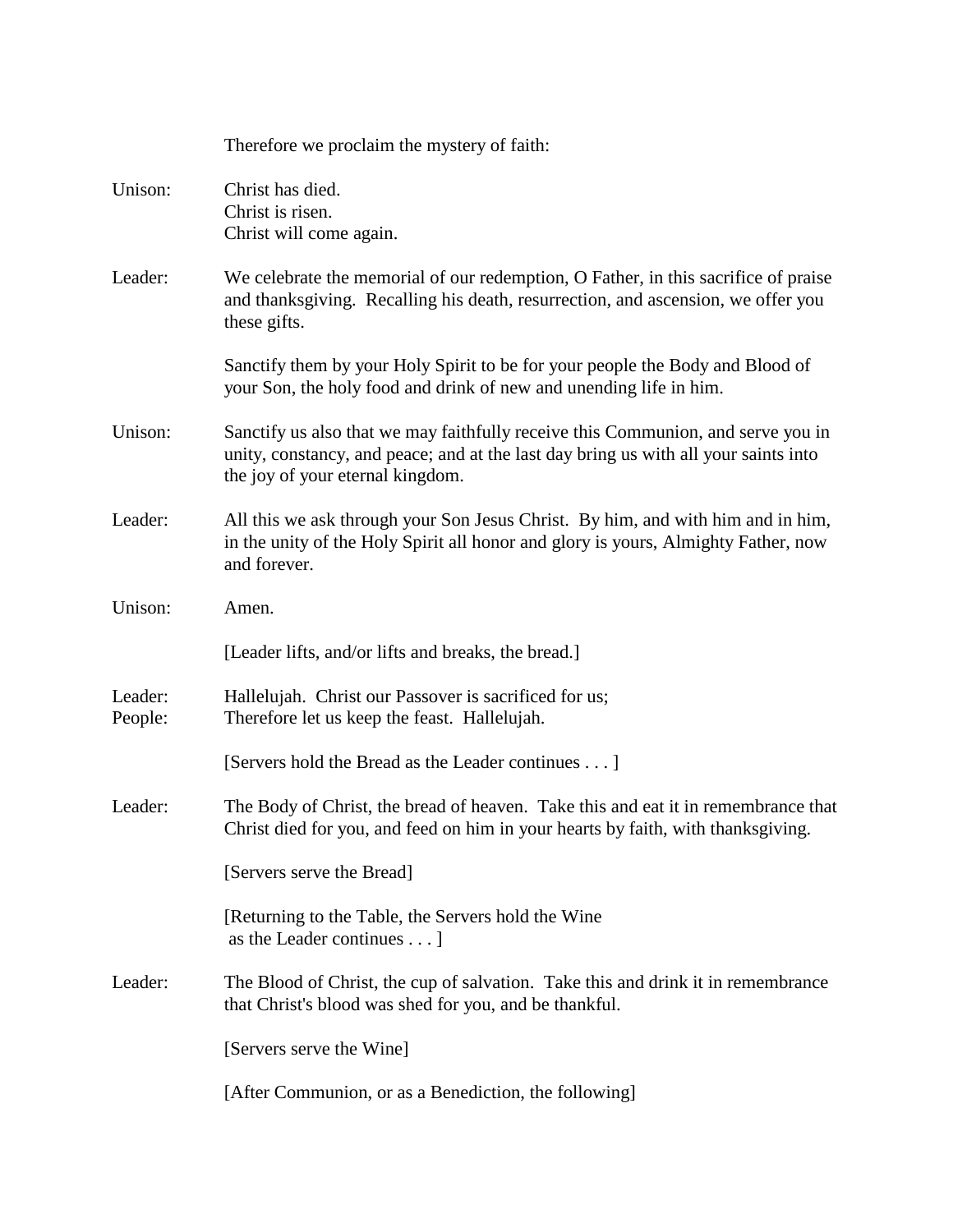Therefore we proclaim the mystery of faith:

Unison: Christ has died.  
Christ is risen.  
Christ will come again.

Leader: We celebrate the memorial of our redemption, O Father, in this sacrifice of praise and thanksgiving. Recalling his death, resurrection, and ascension, we offer you these gifts.

Sanctify them by your Holy Spirit to be for your people the Body and Blood of your Son, the holy food and drink of new and unending life in him.

Unison: Sanctify us also that we may faithfully receive this Communion, and serve you in unity, constancy, and peace; and at the last day bring us with all your saints into the joy of your eternal kingdom.

Leader: All this we ask through your Son Jesus Christ. By him, and with him and in him, in the unity of the Holy Spirit all honor and glory is yours, Almighty Father, now and forever.

Unison: Amen.

[Leader lifts, and/or lifts and breaks, the bread.]

Leader: Hallelujah. Christ our Passover is sacrificed for us;  
People: Therefore let us keep the feast. Hallelujah.

[Servers hold the Bread as the Leader continues . . . ]

Leader: The Body of Christ, the bread of heaven. Take this and eat it in remembrance that Christ died for you, and feed on him in your hearts by faith, with thanksgiving.

[Servers serve the Bread]

[Returning to the Table, the Servers hold the Wine as the Leader continues . . . ]

Leader: The Blood of Christ, the cup of salvation. Take this and drink it in remembrance that Christ's blood was shed for you, and be thankful.

[Servers serve the Wine]

[After Communion, or as a Benediction, the following]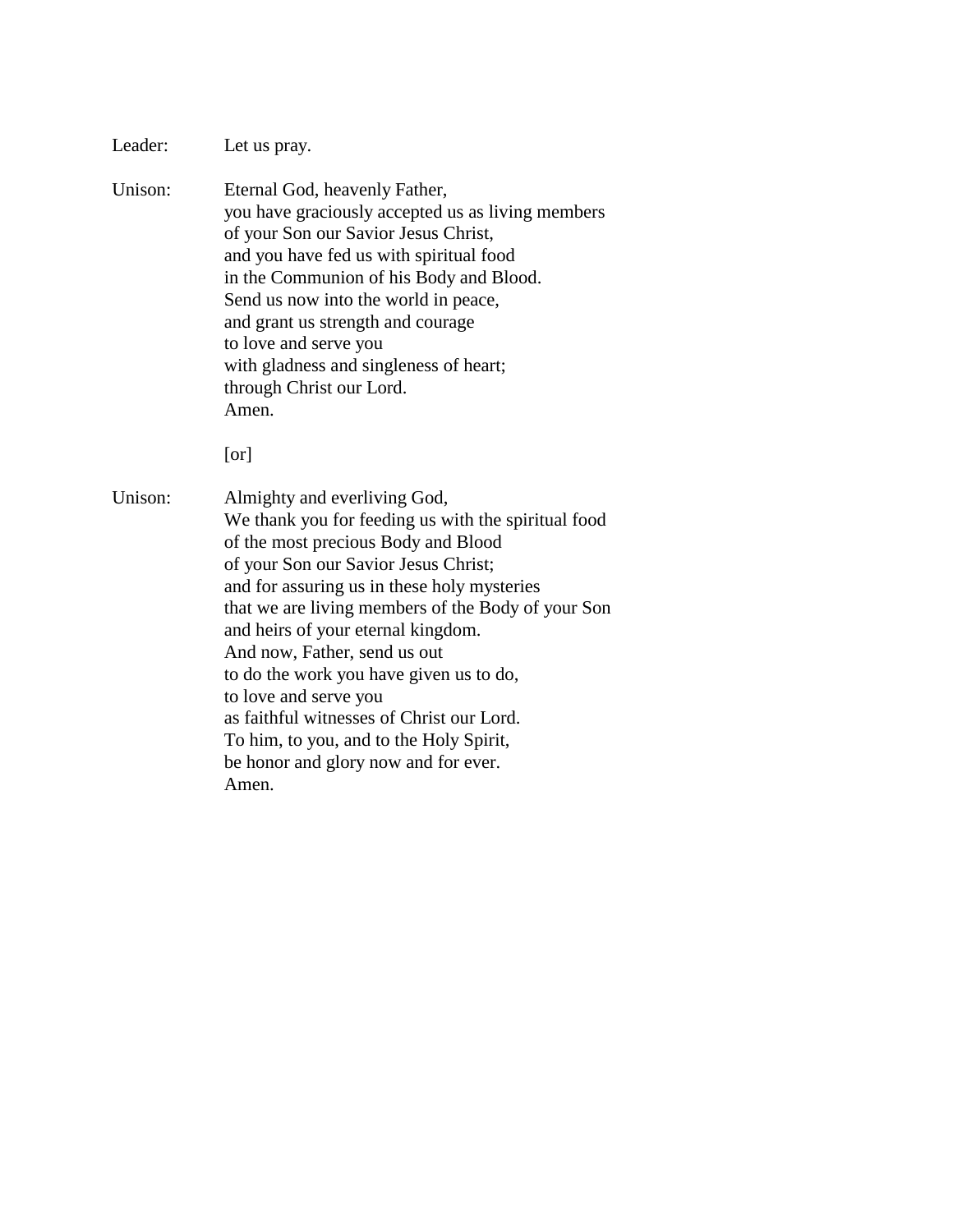Leader: Let us pray.

Unison: Eternal God, heavenly Father,
you have graciously accepted us as living members
of your Son our Savior Jesus Christ,
and you have fed us with spiritual food
in the Communion of his Body and Blood.
Send us now into the world in peace,
and grant us strength and courage
to love and serve you
with gladness and singleness of heart;
through Christ our Lord.
Amen.

[or]

Unison: Almighty and everliving God,
We thank you for feeding us with the spiritual food
of the most precious Body and Blood
of your Son our Savior Jesus Christ;
and for assuring us in these holy mysteries
that we are living members of the Body of your Son
and heirs of your eternal kingdom.
And now, Father, send us out
to do the work you have given us to do,
to love and serve you
as faithful witnesses of Christ our Lord.
To him, to you, and to the Holy Spirit,
be honor and glory now and for ever.
Amen.